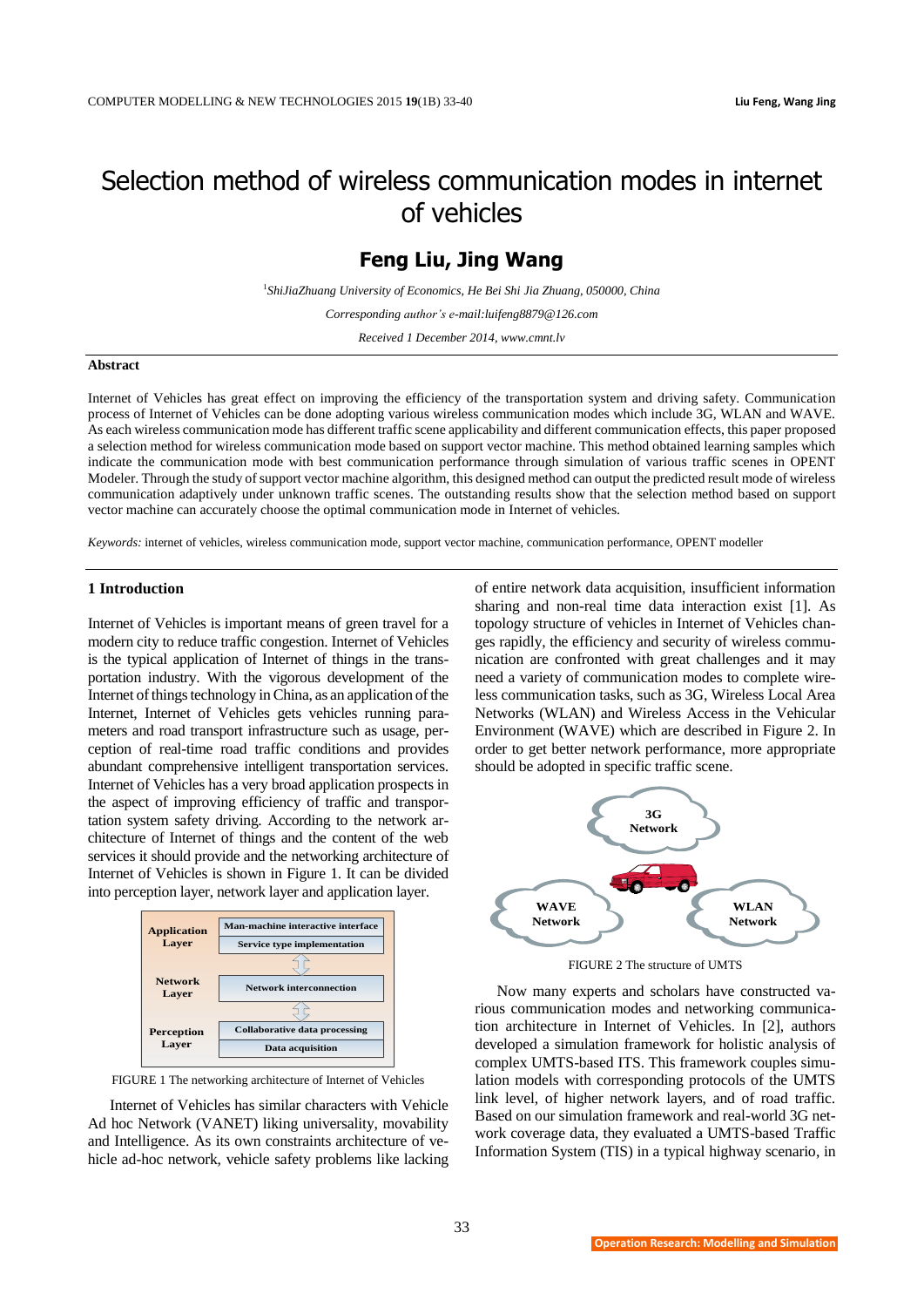# Selection method of wireless communication modes in internet of vehicles

## Feng Liu, Jing Wang

[1]*ShiJiaZhuang University of Economics, He Bei Shi Jia Zhuang, 050000, China*

*Corresponding author's e-mail:luifeng8879@126.com*

*Received 1 December 2014, www.cmnt.lv*

### Abstract

Internet of Vehicles has great effect on improving the efficiency of the transportation system and driving safety. Communication process of Internet of Vehicles can be done adopting various wireless communication modes which include 3G, WLAN and WAVE. As each wireless communication mode has different traffic scene applicability and different communication effects, this paper proposed a selection method for wireless communication mode based on support vector machine. This method obtained learning samples which indicate the communication mode with best communication performance through simulation of various traffic scenes in OPENT Modeler. Through the study of support vector machine algorithm, this designed method can output the predicted result mode of wireless communication adaptively under unknown traffic scenes. The outstanding results show that the selection method based on support vector machine can accurately choose the optimal communication mode in Internet of vehicles.

*Keywords:* internet of vehicles, wireless communication mode, support vector machine, communication performance, OPENT modeller

### 1 Introduction

Internet of Vehicles is important means of green travel for a modern city to reduce traffic congestion. Internet of Vehicles is the typical application of Internet of things in the transportation industry. With the vigorous development of the Internet of things technology in China, as an application of the Internet, Internet of Vehicles gets vehicles running parameters and road transport infrastructure such as usage, perception of real-time road traffic conditions and provides abundant comprehensive intelligent transportation services. Internet of Vehicles has a very broad application prospects in the aspect of improving efficiency of traffic and transportation system safety driving. According to the network architecture of Internet of things and the content of the web services it should provide and the networking architecture of Internet of Vehicles is shown in Figure 1. It can be divided into perception layer, network layer and application layer.

| | |
|---|---|
| **Application Layer** | Man-machine interactive interface |
| | Service type implementation |
| **Network Layer** | Network interconnection |
| **Perception Layer** | Collaborative data processing |
| | Data acquisition |

FIGURE 1 The networking architecture of Internet of Vehicles

Internet of Vehicles has similar characters with Vehicle Ad hoc Network (VANET) liking universality, movability and Intelligence. As its own constraints architecture of vehicle ad-hoc network, vehicle safety problems like lacking of entire network data acquisition, insufficient information sharing and non-real time data interaction exist [1]. As topology structure of vehicles in Internet of Vehicles changes rapidly, the efficiency and security of wireless communication are confronted with great challenges and it may need a variety of communication modes to complete wireless communication tasks, such as 3G, Wireless Local Area Networks (WLAN) and Wireless Access in the Vehicular Environment (WAVE) which are described in Figure 2. In order to get better network performance, more appropriate should be adopted in specific traffic scene.

3G Network

WAVE Network

WLAN Network

FIGURE 2 The structure of UMTS

Now many experts and scholars have constructed various communication modes and networking communication architecture in Internet of Vehicles. In [2], authors developed a simulation framework for holistic analysis of complex UMTS-based ITS. This framework couples simulation models with corresponding protocols of the UMTS link level, of higher network layers, and of road traffic. Based on our simulation framework and real-world 3G network coverage data, they evaluated a UMTS-based Traffic Information System (TIS) in a typical highway scenario, in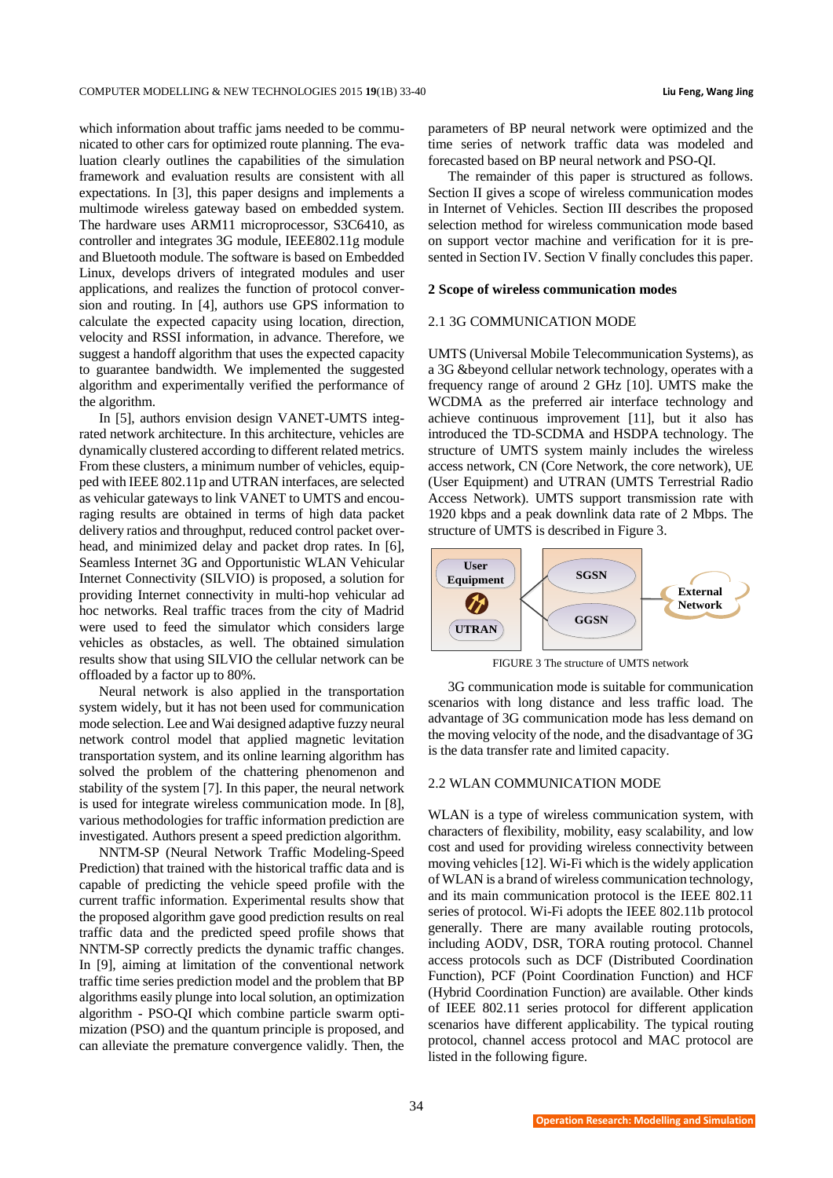which information about traffic jams needed to be communicated to other cars for optimized route planning. The evaluation clearly outlines the capabilities of the simulation framework and evaluation results are consistent with all expectations. In [3], this paper designs and implements a multimode wireless gateway based on embedded system. The hardware uses ARM11 microprocessor, S3C6410, as controller and integrates 3G module, IEEE802.11g module and Bluetooth module. The software is based on Embedded Linux, develops drivers of integrated modules and user applications, and realizes the function of protocol conversion and routing. In [4], authors use GPS information to calculate the expected capacity using location, direction, velocity and RSSI information, in advance. Therefore, we suggest a handoff algorithm that uses the expected capacity to guarantee bandwidth. We implemented the suggested algorithm and experimentally verified the performance of the algorithm.

In [5], authors envision design VANET-UMTS integrated network architecture. In this architecture, vehicles are dynamically clustered according to different related metrics. From these clusters, a minimum number of vehicles, equipped with IEEE 802.11p and UTRAN interfaces, are selected as vehicular gateways to link VANET to UMTS and encouraging results are obtained in terms of high data packet delivery ratios and throughput, reduced control packet overhead, and minimized delay and packet drop rates. In [6], Seamless Internet 3G and Opportunistic WLAN Vehicular Internet Connectivity (SILVIO) is proposed, a solution for providing Internet connectivity in multi-hop vehicular ad hoc networks. Real traffic traces from the city of Madrid were used to feed the simulator which considers large vehicles as obstacles, as well. The obtained simulation results show that using SILVIO the cellular network can be offloaded by a factor up to 80%.

Neural network is also applied in the transportation system widely, but it has not been used for communication mode selection. Lee and Wai designed adaptive fuzzy neural network control model that applied magnetic levitation transportation system, and its online learning algorithm has solved the problem of the chattering phenomenon and stability of the system [7]. In this paper, the neural network is used for integrate wireless communication mode. In [8], various methodologies for traffic information prediction are investigated. Authors present a speed prediction algorithm.

NNTM-SP (Neural Network Traffic Modeling-Speed Prediction) that trained with the historical traffic data and is capable of predicting the vehicle speed profile with the current traffic information. Experimental results show that the proposed algorithm gave good prediction results on real traffic data and the predicted speed profile shows that NNTM-SP correctly predicts the dynamic traffic changes. In [9], aiming at limitation of the conventional network traffic time series prediction model and the problem that BP algorithms easily plunge into local solution, an optimization algorithm - PSO-QI which combine particle swarm optimization (PSO) and the quantum principle is proposed, and can alleviate the premature convergence validly. Then, the parameters of BP neural network were optimized and the time series of network traffic data was modeled and forecasted based on BP neural network and PSO-QI.

The remainder of this paper is structured as follows. Section II gives a scope of wireless communication modes in Internet of Vehicles. Section III describes the proposed selection method for wireless communication mode based on support vector machine and verification for it is presented in Section IV. Section V finally concludes this paper.

## 2 Scope of wireless communication modes

### 2.1 3G COMMUNICATION MODE

UMTS (Universal Mobile Telecommunication Systems), as a 3G &beyond cellular network technology, operates with a frequency range of around 2 GHz [10]. UMTS make the WCDMA as the preferred air interface technology and achieve continuous improvement [11], but it also has introduced the TD-SCDMA and HSDPA technology. The structure of UMTS system mainly includes the wireless access network, CN (Core Network, the core network), UE (User Equipment) and UTRAN (UMTS Terrestrial Radio Access Network). UMTS support transmission rate with 1920 kbps and a peak downlink data rate of 2 Mbps. The structure of UMTS is described in Figure 3.

User Equipment — UTRAN — SGSN — GGSN — External Network

FIGURE 3 The structure of UMTS network

3G communication mode is suitable for communication scenarios with long distance and less traffic load. The advantage of 3G communication mode has less demand on the moving velocity of the node, and the disadvantage of 3G is the data transfer rate and limited capacity.

### 2.2 WLAN COMMUNICATION MODE

WLAN is a type of wireless communication system, with characters of flexibility, mobility, easy scalability, and low cost and used for providing wireless connectivity between moving vehicles [12]. Wi-Fi which is the widely application of WLAN is a brand of wireless communication technology, and its main communication protocol is the IEEE 802.11 series of protocol. Wi-Fi adopts the IEEE 802.11b protocol generally. There are many available routing protocols, including AODV, DSR, TORA routing protocol. Channel access protocols such as DCF (Distributed Coordination Function), PCF (Point Coordination Function) and HCF (Hybrid Coordination Function) are available. Other kinds of IEEE 802.11 series protocol for different application scenarios have different applicability. The typical routing protocol, channel access protocol and MAC protocol are listed in the following figure.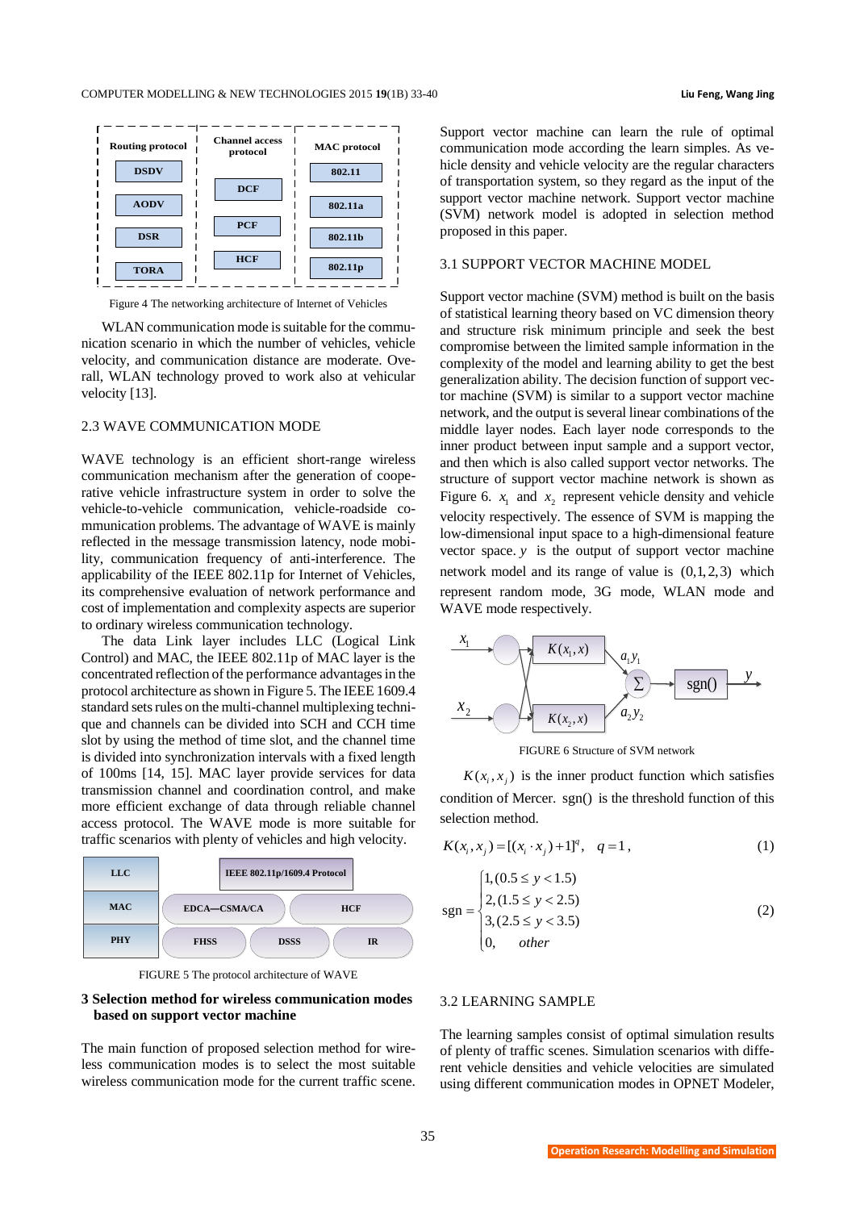Figure 4 The networking architecture of Internet of Vehicles

WLAN communication mode is suitable for the communication scenario in which the number of vehicles, vehicle velocity, and communication distance are moderate. Overall, WLAN technology proved to work also at vehicular velocity [13].

### 2.3 WAVE COMMUNICATION MODE

WAVE technology is an efficient short-range wireless communication mechanism after the generation of cooperative vehicle infrastructure system in order to solve the vehicle-to-vehicle communication, vehicle-roadside communication problems. The advantage of WAVE is mainly reflected in the message transmission latency, node mobility, communication frequency of anti-interference. The applicability of the IEEE 802.11p for Internet of Vehicles, its comprehensive evaluation of network performance and cost of implementation and complexity aspects are superior to ordinary wireless communication technology.

The data Link layer includes LLC (Logical Link Control) and MAC, the IEEE 802.11p of MAC layer is the concentrated reflection of the performance advantages in the protocol architecture as shown in Figure 5. The IEEE 1609.4 standard sets rules on the multi-channel multiplexing technique and channels can be divided into SCH and CCH time slot by using the method of time slot, and the channel time is divided into synchronization intervals with a fixed length of 100ms [14, 15]. MAC layer provide services for data transmission channel and coordination control, and make more efficient exchange of data through reliable channel access protocol. The WAVE mode is more suitable for traffic scenarios with plenty of vehicles and high velocity.

FIGURE 5 The protocol architecture of WAVE

## 3 Selection method for wireless communication modes based on support vector machine

The main function of proposed selection method for wireless communication modes is to select the most suitable wireless communication mode for the current traffic scene. Support vector machine can learn the rule of optimal communication mode according the learn simples. As vehicle density and vehicle velocity are the regular characters of transportation system, so they regard as the input of the support vector machine network. Support vector machine (SVM) network model is adopted in selection method proposed in this paper.

### 3.1 SUPPORT VECTOR MACHINE MODEL

Support vector machine (SVM) method is built on the basis of statistical learning theory based on VC dimension theory and structure risk minimum principle and seek the best compromise between the limited sample information in the complexity of the model and learning ability to get the best generalization ability. The decision function of support vector machine (SVM) is similar to a support vector machine network, and the output is several linear combinations of the middle layer nodes. Each layer node corresponds to the inner product between input sample and a support vector, and then which is also called support vector networks. The structure of support vector machine network is shown as Figure 6. $x_1$ and $x_2$ represent vehicle density and vehicle velocity respectively. The essence of SVM is mapping the low-dimensional input space to a high-dimensional feature vector space. $y$ is the output of support vector machine network model and its range of value is $(0,1,2,3)$ which represent random mode, 3G mode, WLAN mode and WAVE mode respectively.

FIGURE 6 Structure of SVM network

$K(x_i, x_j)$ is the inner product function which satisfies condition of Mercer. sgn() is the threshold function of this selection method.

$$K(x_i, x_j) = [(x_i \cdot x_j) + 1]^q, \quad q = 1, \tag{1}$$

$$\text{sgn} = \begin{cases} 1, (0.5 \le y < 1.5) \\ 2, (1.5 \le y < 2.5) \\ 3, (2.5 \le y < 3.5) \\ 0, \quad other \end{cases} \tag{2}$$

### 3.2 LEARNING SAMPLE

The learning samples consist of optimal simulation results of plenty of traffic scenes. Simulation scenarios with different vehicle densities and vehicle velocities are simulated using different communication modes in OPNET Modeler,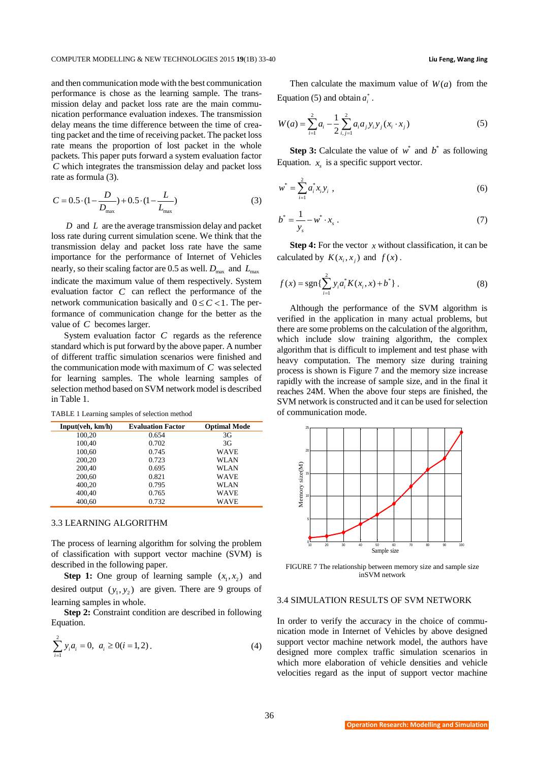and then communication mode with the best communication performance is chose as the learning sample. The transmission delay and packet loss rate are the main communication performance evaluation indexes. The transmission delay means the time difference between the time of creating packet and the time of receiving packet. The packet loss rate means the proportion of lost packet in the whole packets. This paper puts forward a system evaluation factor $C$ which integrates the transmission delay and packet loss rate as formula (3).

$$C = 0.5 \cdot (1 - \frac{D}{D_{\max}}) + 0.5 \cdot (1 - \frac{L}{L_{\max}}) \tag{3}$$

$D$ and $L$ are the average transmission delay and packet loss rate during current simulation scene. We think that the transmission delay and packet loss rate have the same importance for the performance of Internet of Vehicles nearly, so their scaling factor are 0.5 as well. $D_{\max}$ and $L_{\max}$ indicate the maximum value of them respectively. System evaluation factor $C$ can reflect the performance of the network communication basically and $0 \le C < 1$. The performance of communication change for the better as the value of $C$ becomes larger.

System evaluation factor $C$ regards as the reference standard which is put forward by the above paper. A number of different traffic simulation scenarios were finished and the communication mode with maximum of $C$ was selected for learning samples. The whole learning samples of selection method based on SVM network model is described in Table 1.

TABLE 1 Learning samples of selection method

| Input(veh, km/h) | Evaluation Factor | Optimal Mode |
|---|---|---|
| 100,20 | 0.654 | 3G |
| 100,40 | 0.702 | 3G |
| 100,60 | 0.745 | WAVE |
| 200,20 | 0.723 | WLAN |
| 200,40 | 0.695 | WLAN |
| 200,60 | 0.821 | WAVE |
| 400,20 | 0.795 | WLAN |
| 400,40 | 0.765 | WAVE |
| 400,60 | 0.732 | WAVE |

### 3.3 LEARNING ALGORITHM

The process of learning algorithm for solving the problem of classification with support vector machine (SVM) is described in the following paper.

**Step 1:** One group of learning sample $(x_1, x_2)$ and desired output $(y_1, y_2)$ are given. There are 9 groups of learning samples in whole.

**Step 2:** Constraint condition are described in following Equation.

$$\sum_{i=1}^{2} y_i a_i = 0,\ a_i \ge 0 (i = 1, 2) . \tag{4}$$

Then calculate the maximum value of $W(a)$ from the Equation (5) and obtain $a_i^*$.

$$W(a) = \sum_{i=1}^{2} a_i - \frac{1}{2} \sum_{i,j=1}^{2} a_i a_j y_i y_j (x_i \cdot x_j) \tag{5}$$

**Step 3:** Calculate the value of $w^*$ and $b^*$ as following Equation. $x_s$ is a specific support vector.

$$w^* = \sum_{i=1}^{2} a_i^* x_i y_i , \tag{6}$$

$$b^* = \frac{1}{y_s} - w^* \cdot x_s . \tag{7}$$

**Step 4:** For the vector $x$ without classification, it can be calculated by $K(x_i, x_j)$ and $f(x)$.

$$f(x) = \text{sgn}\{\sum_{i=1}^{2} y_i a_i^* K(x_i, x) + b^*\} . \tag{8}$$

Although the performance of the SVM algorithm is verified in the application in many actual problems, but there are some problems on the calculation of the algorithm, which include slow training algorithm, the complex algorithm that is difficult to implement and test phase with heavy computation. The memory size during training process is shown is Figure 7 and the memory size increase rapidly with the increase of sample size, and in the final it reaches 24M. When the above four steps are finished, the SVM network is constructed and it can be used for selection of communication mode.

FIGURE 7 The relationship between memory size and sample size inSVM network

### 3.4 SIMULATION RESULTS OF SVM NETWORK

In order to verify the accuracy in the choice of communication mode in Internet of Vehicles by above designed support vector machine network model, the authors have designed more complex traffic simulation scenarios in which more elaboration of vehicle densities and vehicle velocities regard as the input of support vector machine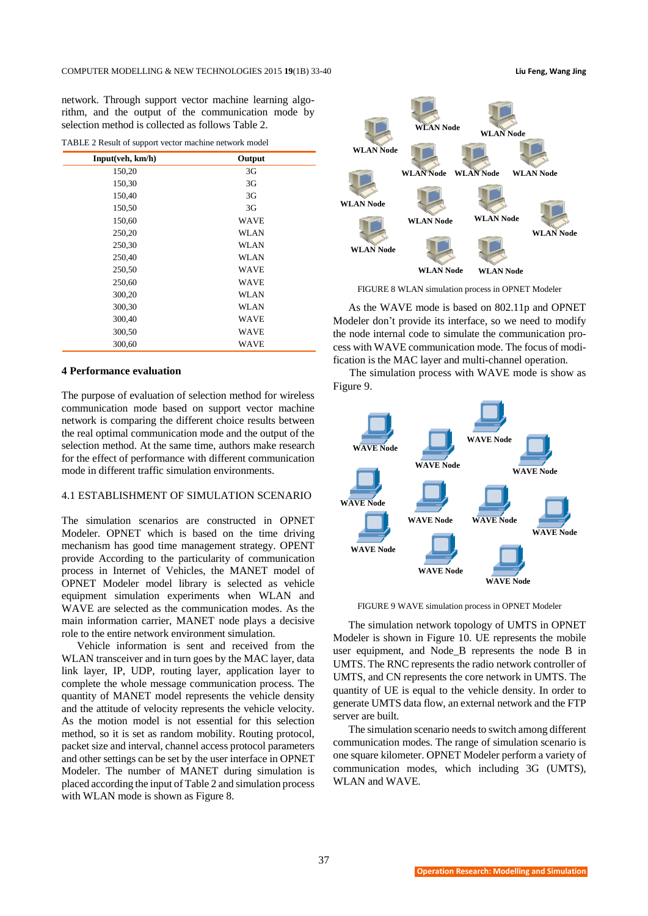network. Through support vector machine learning algorithm, and the output of the communication mode by selection method is collected as follows Table 2.

TABLE 2 Result of support vector machine network model

| Input(veh, km/h) | Output |
|---|---|
| 150,20 | 3G |
| 150,30 | 3G |
| 150,40 | 3G |
| 150,50 | 3G |
| 150,60 | WAVE |
| 250,20 | WLAN |
| 250,30 | WLAN |
| 250,40 | WLAN |
| 250,50 | WAVE |
| 250,60 | WAVE |
| 300,20 | WLAN |
| 300,30 | WLAN |
| 300,40 | WAVE |
| 300,50 | WAVE |
| 300,60 | WAVE |

## 4 Performance evaluation

The purpose of evaluation of selection method for wireless communication mode based on support vector machine network is comparing the different choice results between the real optimal communication mode and the output of the selection method. At the same time, authors make research for the effect of performance with different communication mode in different traffic simulation environments.

### 4.1 ESTABLISHMENT OF SIMULATION SCENARIO

The simulation scenarios are constructed in OPNET Modeler. OPNET which is based on the time driving mechanism has good time management strategy. OPENT provide According to the particularity of communication process in Internet of Vehicles, the MANET model of OPNET Modeler model library is selected as vehicle equipment simulation experiments when WLAN and WAVE are selected as the communication modes. As the main information carrier, MANET node plays a decisive role to the entire network environment simulation.

Vehicle information is sent and received from the WLAN transceiver and in turn goes by the MAC layer, data link layer, IP, UDP, routing layer, application layer to complete the whole message communication process. The quantity of MANET model represents the vehicle density and the attitude of velocity represents the vehicle velocity. As the motion model is not essential for this selection method, so it is set as random mobility. Routing protocol, packet size and interval, channel access protocol parameters and other settings can be set by the user interface in OPNET Modeler. The number of MANET during simulation is placed according the input of Table 2 and simulation process with WLAN mode is shown as Figure 8.

FIGURE 8 WLAN simulation process in OPNET Modeler

As the WAVE mode is based on 802.11p and OPNET Modeler don't provide its interface, so we need to modify the node internal code to simulate the communication process with WAVE communication mode. The focus of modification is the MAC layer and multi-channel operation.

The simulation process with WAVE mode is show as Figure 9.

FIGURE 9 WAVE simulation process in OPNET Modeler

The simulation network topology of UMTS in OPNET Modeler is shown in Figure 10. UE represents the mobile user equipment, and Node_B represents the node B in UMTS. The RNC represents the radio network controller of UMTS, and CN represents the core network in UMTS. The quantity of UE is equal to the vehicle density. In order to generate UMTS data flow, an external network and the FTP server are built.

The simulation scenario needs to switch among different communication modes. The range of simulation scenario is one square kilometer. OPNET Modeler perform a variety of communication modes, which including 3G (UMTS), WLAN and WAVE.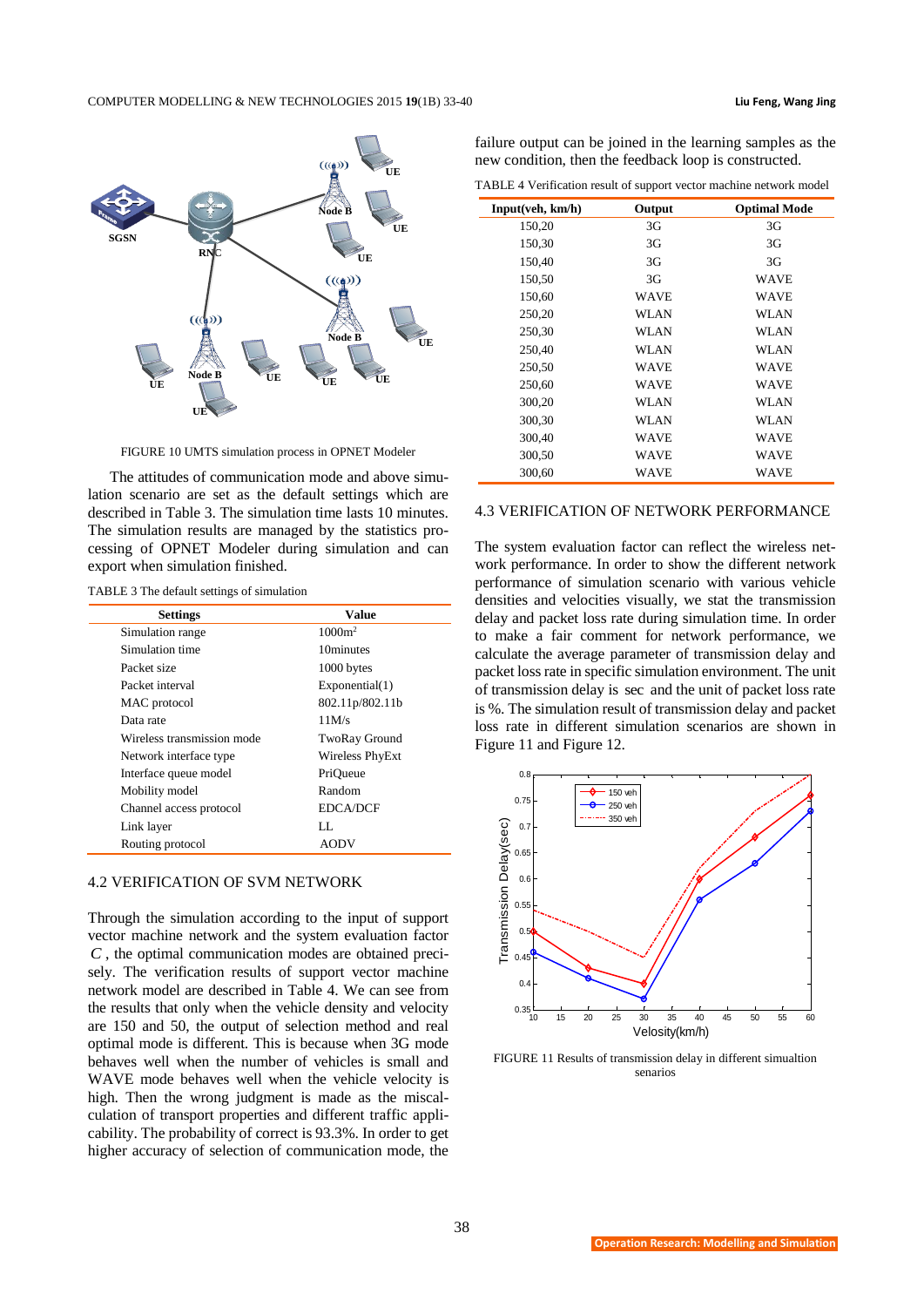FIGURE 10 UMTS simulation process in OPNET Modeler

The attitudes of communication mode and above simulation scenario are set as the default settings which are described in Table 3. The simulation time lasts 10 minutes. The simulation results are managed by the statistics processing of OPNET Modeler during simulation and can export when simulation finished.

TABLE 3 The default settings of simulation

| Settings | Value |
|---|---|
| Simulation range | 1000m$^2$ |
| Simulation time | 10minutes |
| Packet size | 1000 bytes |
| Packet interval | Exponential(1) |
| MAC protocol | 802.11p/802.11b |
| Data rate | 11M/s |
| Wireless transmission mode | TwoRay Ground |
| Network interface type | Wireless PhyExt |
| Interface queue model | PriQueue |
| Mobility model | Random |
| Channel access protocol | EDCA/DCF |
| Link layer | LL |
| Routing protocol | AODV |

## 4.2 VERIFICATION OF SVM NETWORK

Through the simulation according to the input of support vector machine network and the system evaluation factor $C$, the optimal communication modes are obtained precisely. The verification results of support vector machine network model are described in Table 4. We can see from the results that only when the vehicle density and velocity are 150 and 50, the output of selection method and real optimal mode is different. This is because when 3G mode behaves well when the number of vehicles is small and WAVE mode behaves well when the vehicle velocity is high. Then the wrong judgment is made as the miscalculation of transport properties and different traffic applicability. The probability of correct is 93.3%. In order to get higher accuracy of selection of communication mode, the failure output can be joined in the learning samples as the new condition, then the feedback loop is constructed.

TABLE 4 Verification result of support vector machine network model

| Input(veh, km/h) | Output | Optimal Mode |
|---|---|---|
| 150,20 | 3G | 3G |
| 150,30 | 3G | 3G |
| 150,40 | 3G | 3G |
| 150,50 | 3G | WAVE |
| 150,60 | WAVE | WAVE |
| 250,20 | WLAN | WLAN |
| 250,30 | WLAN | WLAN |
| 250,40 | WLAN | WLAN |
| 250,50 | WLAN | WAVE |
| 250,60 | WAVE | WAVE |
| 300,20 | WLAN | WLAN |
| 300,30 | WLAN | WLAN |
| 300,40 | WAVE | WAVE |
| 300,50 | WAVE | WAVE |
| 300,60 | WAVE | WAVE |

## 4.3 VERIFICATION OF NETWORK PERFORMANCE

The system evaluation factor can reflect the wireless network performance. In order to show the different network performance of simulation scenario with various vehicle densities and velocities visually, we stat the transmission delay and packet loss rate during simulation time. In order to make a fair comment for network performance, we calculate the average parameter of transmission delay and packet loss rate in specific simulation environment. The unit of transmission delay is sec and the unit of packet loss rate is %. The simulation result of transmission delay and packet loss rate in different simulation scenarios are shown in Figure 11 and Figure 12.

FIGURE 11 Results of transmission delay in different simualtion senarios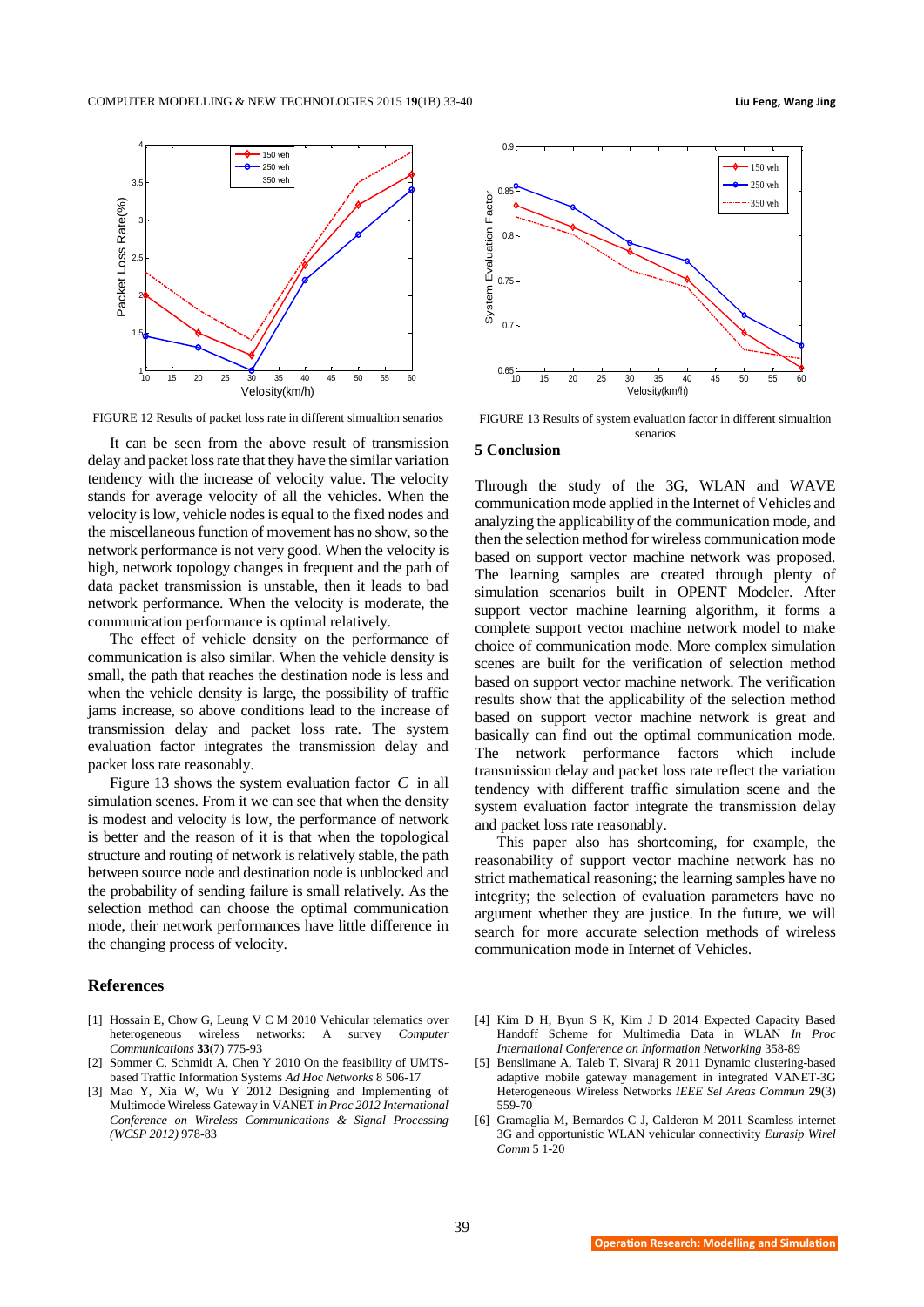FIGURE 12 Results of packet loss rate in different simualtion senarios

FIGURE 13 Results of system evaluation factor in different simualtion senarios

It can be seen from the above result of transmission delay and packet loss rate that they have the similar variation tendency with the increase of velocity value. The velocity stands for average velocity of all the vehicles. When the velocity is low, vehicle nodes is equal to the fixed nodes and the miscellaneous function of movement has no show, so the network performance is not very good. When the velocity is high, network topology changes in frequent and the path of data packet transmission is unstable, then it leads to bad network performance. When the velocity is moderate, the communication performance is optimal relatively.

The effect of vehicle density on the performance of communication is also similar. When the vehicle density is small, the path that reaches the destination node is less and when the vehicle density is large, the possibility of traffic jams increase, so above conditions lead to the increase of transmission delay and packet loss rate. The system evaluation factor integrates the transmission delay and packet loss rate reasonably.

Figure 13 shows the system evaluation factor $C$ in all simulation scenes. From it we can see that when the density is modest and velocity is low, the performance of network is better and the reason of it is that when the topological structure and routing of network is relatively stable, the path between source node and destination node is unblocked and the probability of sending failure is small relatively. As the selection method can choose the optimal communication mode, their network performances have little difference in the changing process of velocity.

## 5 Conclusion

Through the study of the 3G, WLAN and WAVE communication mode applied in the Internet of Vehicles and analyzing the applicability of the communication mode, and then the selection method for wireless communication mode based on support vector machine network was proposed. The learning samples are created through plenty of simulation scenarios built in OPENT Modeler. After support vector machine learning algorithm, it forms a complete support vector machine network model to make choice of communication mode. More complex simulation scenes are built for the verification of selection method based on support vector machine network. The verification results show that the applicability of the selection method based on support vector machine network is great and basically can find out the optimal communication mode. The network performance factors which include transmission delay and packet loss rate reflect the variation tendency with different traffic simulation scene and the system evaluation factor integrate the transmission delay and packet loss rate reasonably.

This paper also has shortcoming, for example, the reasonability of support vector machine network has no strict mathematical reasoning; the learning samples have no integrity; the selection of evaluation parameters have no argument whether they are justice. In the future, we will search for more accurate selection methods of wireless communication mode in Internet of Vehicles.

## References

[1] Hossain E, Chow G, Leung V C M 2010 Vehicular telematics over heterogeneous wireless networks: A survey *Computer Communications* **33**(7) 775-93

[2] Sommer C, Schmidt A, Chen Y 2010 On the feasibility of UMTS-based Traffic Information Systems *Ad Hoc Networks* 8 506-17

[3] Mao Y, Xia W, Wu Y 2012 Designing and Implementing of Multimode Wireless Gateway in VANET *in Proc 2012 International Conference on Wireless Communications & Signal Processing (WCSP 2012)* 978-83

[4] Kim D H, Byun S K, Kim J D 2014 Expected Capacity Based Handoff Scheme for Multimedia Data in WLAN *In Proc International Conference on Information Networking* 358-89

[5] Benslimane A, Taleb T, Sivaraj R 2011 Dynamic clustering-based adaptive mobile gateway management in integrated VANET-3G Heterogeneous Wireless Networks *IEEE Sel Areas Commun* **29**(3) 559-70

[6] Gramaglia M, Bernardos C J, Calderon M 2011 Seamless internet 3G and opportunistic WLAN vehicular connectivity *Eurasip Wirel Comm* 5 1-20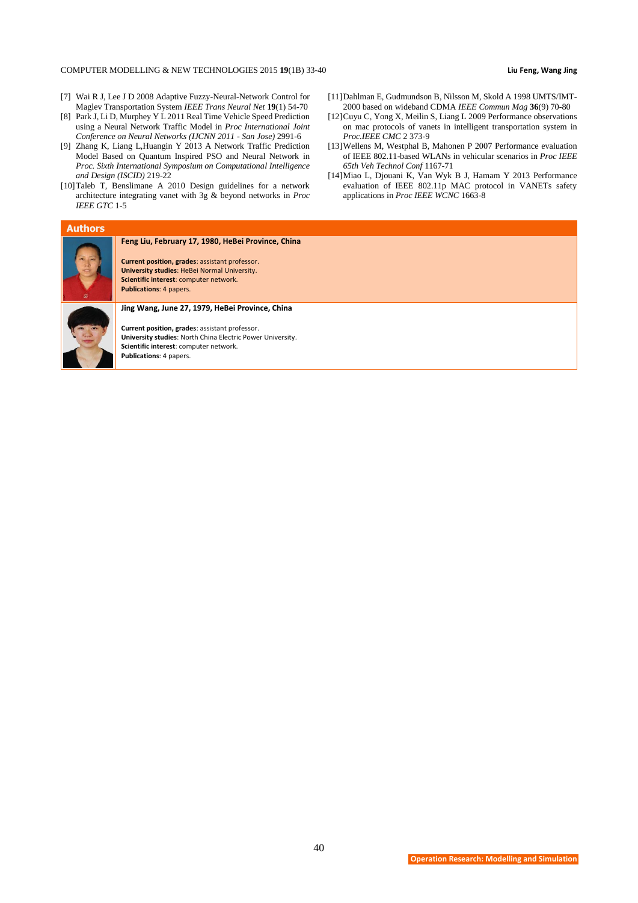[7] Wai R J, Lee J D 2008 Adaptive Fuzzy-Neural-Network Control for Maglev Transportation System *IEEE Trans Neural Net* **19**(1) 54-70

[8] Park J, Li D, Murphey Y L 2011 Real Time Vehicle Speed Prediction using a Neural Network Traffic Model in *Proc International Joint Conference on Neural Networks (IJCNN 2011 - San Jose)* 2991-6

[9] Zhang K, Liang L,Huangin Y 2013 A Network Traffic Prediction Model Based on Quantum Inspired PSO and Neural Network in *Proc. Sixth International Symposium on Computational Intelligence and Design (ISCID)* 219-22

[10] Taleb T, Benslimane A 2010 Design guidelines for a network architecture integrating vanet with 3g & beyond networks in *Proc IEEE GTC* 1-5

[11] Dahlman E, Gudmundson B, Nilsson M, Skold A 1998 UMTS/IMT-2000 based on wideband CDMA *IEEE Commun Mag* **36**(9) 70-80

[12] Cuyu C, Yong X, Meilin S, Liang L 2009 Performance observations on mac protocols of vanets in intelligent transportation system in *Proc.IEEE CMC* 2 373-9

[13] Wellens M, Westphal B, Mahonen P 2007 Performance evaluation of IEEE 802.11-based WLANs in vehicular scenarios in *Proc IEEE 65th Veh Technol Conf* 1167-71

[14] Miao L, Djouani K, Van Wyk B J, Hamam Y 2013 Performance evaluation of IEEE 802.11p MAC protocol in VANETs safety applications in *Proc IEEE WCNC* 1663-8

## Authors

**Feng Liu, February 17, 1980, HeBei Province, China**

**Current position, grades**: assistant professor.
**University studies**: HeBei Normal University.
**Scientific interest**: computer network.
**Publications**: 4 papers.

**Jing Wang, June 27, 1979, HeBei Province, China**

**Current position, grades**: assistant professor.
**University studies**: North China Electric Power University.
**Scientific interest**: computer network.
**Publications**: 4 papers.